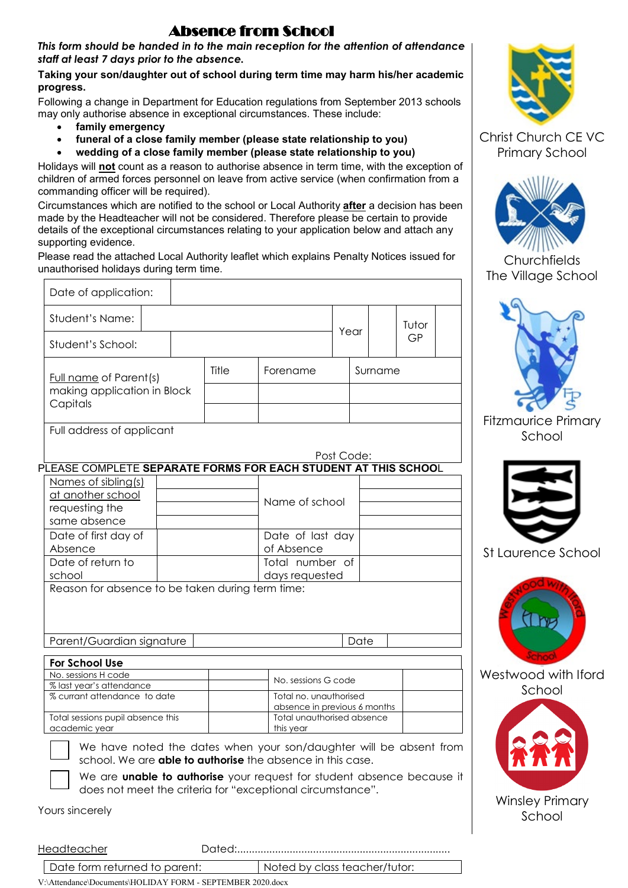# Absence from School

***This form should be handed in to the main reception for the attention of attendance staff at least 7 days prior to the absence.***

**Taking your son/daughter out of school during term time may harm his/her academic progress.**

Following a change in Department for Education regulations from September 2013 schools may only authorise absence in exceptional circumstances. These include:

- **family emergency**
- **funeral of a close family member (please state relationship to you)**
- **wedding of a close family member (please state relationship to you)**

Holidays will **not** count as a reason to authorise absence in term time, with the exception of children of armed forces personnel on leave from active service (when confirmation from a commanding officer will be required).

Circumstances which are notified to the school or Local Authority **after** a decision has been made by the Headteacher will not be considered. Therefore please be certain to provide details of the exceptional circumstances relating to your application below and attach any supporting evidence.

Please read the attached Local Authority leaflet which explains Penalty Notices issued for unauthorised holidays during term time.

| Date of application: | | | | | |
|---|---|---|---|---|---|
| Student's Name: | | Year | | Tutor GP | |
| Student's School: | | | | | |

| Full name of Parent(s) making application in Block Capitals | Title | Forename | Surname |
|---|---|---|---|
| | | | |
| | | | |

| Full address of applicant |
|---|
| Post Code: |

PLEASE COMPLETE **SEPARATE FORMS FOR EACH STUDENT AT THIS SCHOOL**

| Names of sibling(s) at another school requesting the same absence | | Name of school | |
|---|---|---|---|
| | | | |
| | | | |
| | | | |
| Date of first day of Absence | | Date of last day of Absence | |
| Date of return to school | | Total number of days requested | |

| Reason for absence to be taken during term time: | | | |
|---|---|---|---|
| Parent/Guardian signature | | Date | |

| **For School Use** | | | |
|---|---|---|---|
| No. sessions H code | | No. sessions G code | |
| % last year's attendance | | | |
| % currant attendance to date | | Total no. unauthorised absence in previous 6 months | |
| Total sessions pupil absence this academic year | | Total unauthorised absence this year | |

☐ We have noted the dates when your son/daughter will be absent from school. We are **able to authorise** the absence in this case.

☐ We are **unable to authorise** your request for student absence because it does not meet the criteria for "exceptional circumstance".

Yours sincerely

Headteacher Dated:.........................................................................

| Date form returned to parent: | Noted by class teacher/tutor: |
|---|---|

Christ Church CE VC Primary School

Churchfields The Village School

Fitzmaurice Primary School

St Laurence School

Westwood with Iford School

Winsley Primary School

V:\Attendance\Documents\HOLIDAY FORM - SEPTEMBER 2020.docx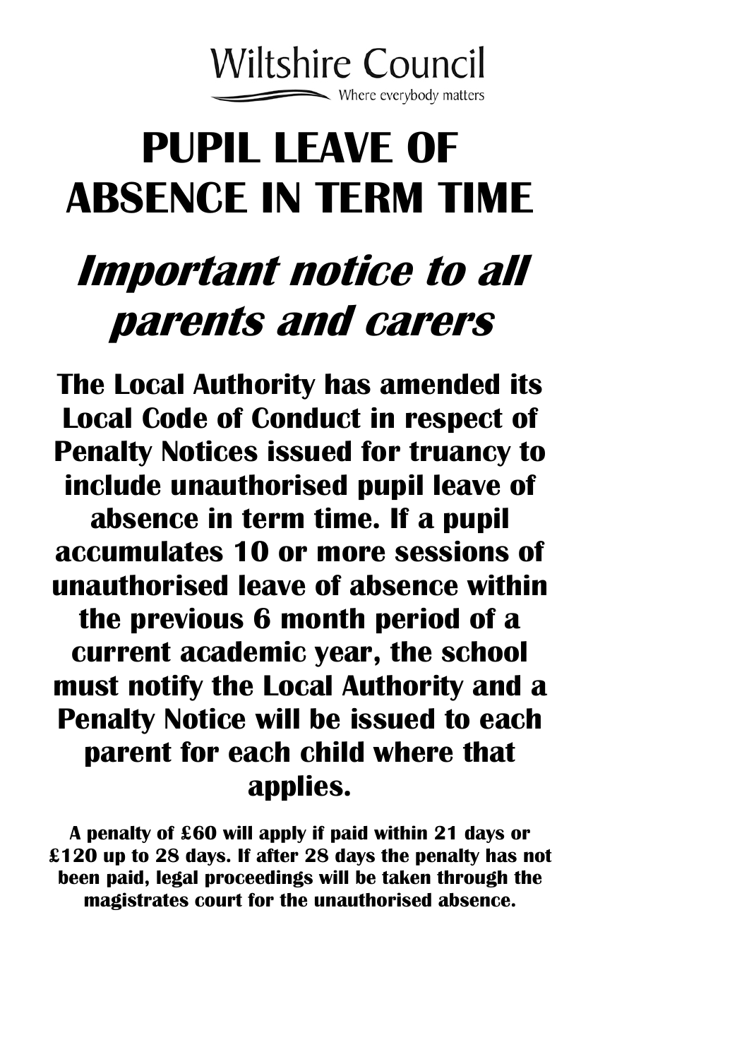Wiltshire Council

Where everybody matters

# PUPIL LEAVE OF ABSENCE IN TERM TIME

## *Important notice to all parents and carers*

**The Local Authority has amended its Local Code of Conduct in respect of Penalty Notices issued for truancy to include unauthorised pupil leave of absence in term time. If a pupil accumulates 10 or more sessions of unauthorised leave of absence within the previous 6 month period of a current academic year, the school must notify the Local Authority and a Penalty Notice will be issued to each parent for each child where that applies.**

**A penalty of £60 will apply if paid within 21 days or £120 up to 28 days. If after 28 days the penalty has not been paid, legal proceedings will be taken through the magistrates court for the unauthorised absence.**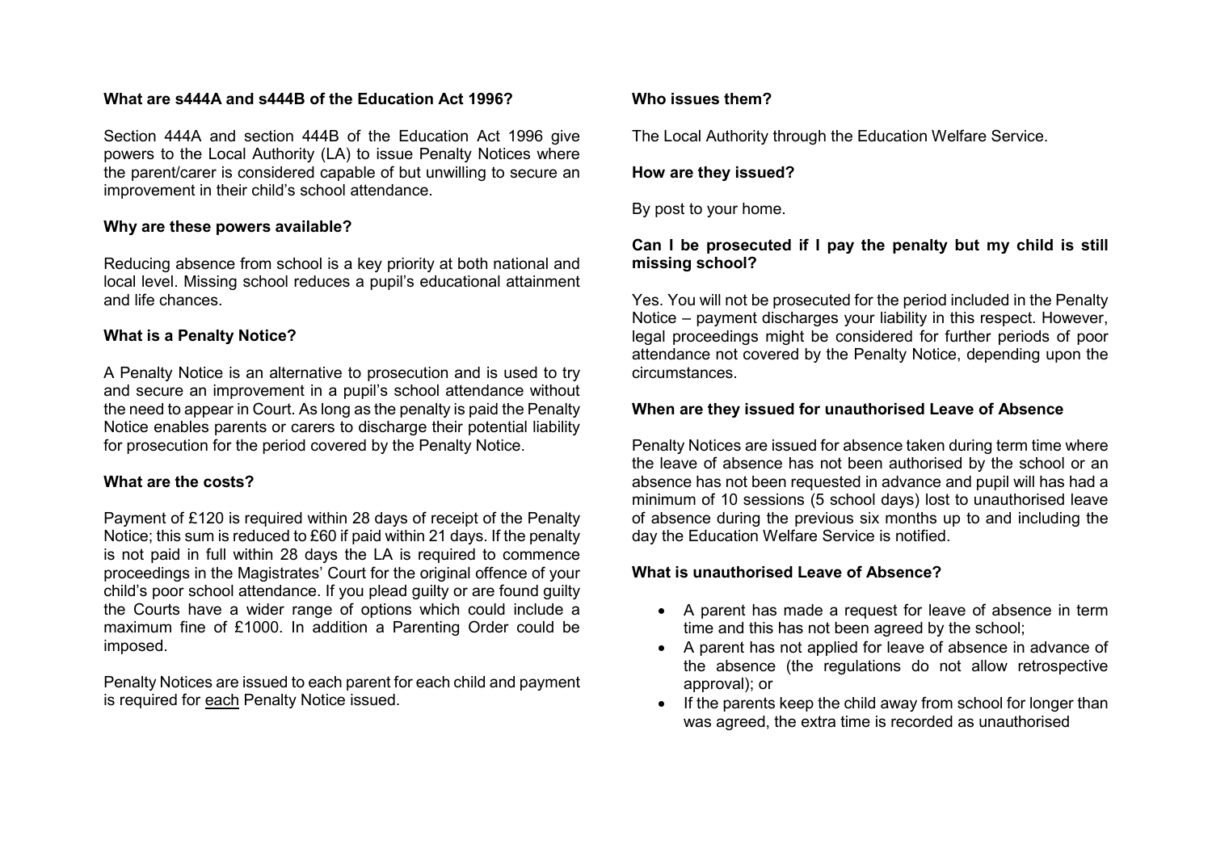**What are s444A and s444B of the Education Act 1996?**

Section 444A and section 444B of the Education Act 1996 give powers to the Local Authority (LA) to issue Penalty Notices where the parent/carer is considered capable of but unwilling to secure an improvement in their child's school attendance.

**Why are these powers available?**

Reducing absence from school is a key priority at both national and local level. Missing school reduces a pupil's educational attainment and life chances.

**What is a Penalty Notice?**

A Penalty Notice is an alternative to prosecution and is used to try and secure an improvement in a pupil's school attendance without the need to appear in Court. As long as the penalty is paid the Penalty Notice enables parents or carers to discharge their potential liability for prosecution for the period covered by the Penalty Notice.

**What are the costs?**

Payment of £120 is required within 28 days of receipt of the Penalty Notice; this sum is reduced to £60 if paid within 21 days. If the penalty is not paid in full within 28 days the LA is required to commence proceedings in the Magistrates' Court for the original offence of your child's poor school attendance. If you plead guilty or are found guilty the Courts have a wider range of options which could include a maximum fine of £1000. In addition a Parenting Order could be imposed.

Penalty Notices are issued to each parent for each child and payment is required for <u>each</u> Penalty Notice issued.

**Who issues them?**

The Local Authority through the Education Welfare Service.

**How are they issued?**

By post to your home.

**Can I be prosecuted if I pay the penalty but my child is still missing school?**

Yes. You will not be prosecuted for the period included in the Penalty Notice – payment discharges your liability in this respect. However, legal proceedings might be considered for further periods of poor attendance not covered by the Penalty Notice, depending upon the circumstances.

**When are they issued for unauthorised Leave of Absence**

Penalty Notices are issued for absence taken during term time where the leave of absence has not been authorised by the school or an absence has not been requested in advance and pupil will has had a minimum of 10 sessions (5 school days) lost to unauthorised leave of absence during the previous six months up to and including the day the Education Welfare Service is notified.

**What is unauthorised Leave of Absence?**

- A parent has made a request for leave of absence in term time and this has not been agreed by the school;
- A parent has not applied for leave of absence in advance of the absence (the regulations do not allow retrospective approval); or
- If the parents keep the child away from school for longer than was agreed, the extra time is recorded as unauthorised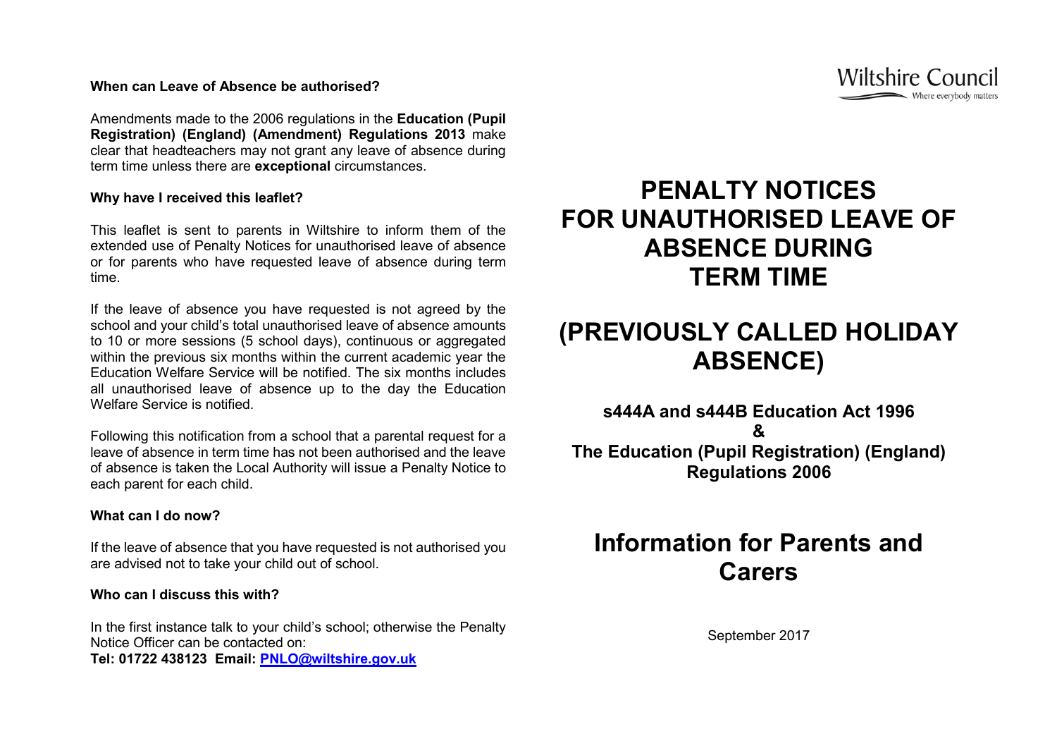**When can Leave of Absence be authorised?**

Amendments made to the 2006 regulations in the **Education (Pupil Registration) (England) (Amendment) Regulations 2013** make clear that headteachers may not grant any leave of absence during term time unless there are **exceptional** circumstances.

**Why have I received this leaflet?**

This leaflet is sent to parents in Wiltshire to inform them of the extended use of Penalty Notices for unauthorised leave of absence or for parents who have requested leave of absence during term time.

If the leave of absence you have requested is not agreed by the school and your child's total unauthorised leave of absence amounts to 10 or more sessions (5 school days), continuous or aggregated within the previous six months within the current academic year the Education Welfare Service will be notified. The six months includes all unauthorised leave of absence up to the day the Education Welfare Service is notified.

Following this notification from a school that a parental request for a leave of absence in term time has not been authorised and the leave of absence is taken the Local Authority will issue a Penalty Notice to each parent for each child.

**What can I do now?**

If the leave of absence that you have requested is not authorised you are advised not to take your child out of school.

**Who can I discuss this with?**

In the first instance talk to your child's school; otherwise the Penalty Notice Officer can be contacted on:
**Tel: 01722 438123 Email: PNLO@wiltshire.gov.uk**

Wiltshire Council
Where everybody matters

# PENALTY NOTICES FOR UNAUTHORISED LEAVE OF ABSENCE DURING TERM TIME

# (PREVIOUSLY CALLED HOLIDAY ABSENCE)

**s444A and s444B Education Act 1996**
**&**
**The Education (Pupil Registration) (England) Regulations 2006**

# Information for Parents and Carers

September 2017